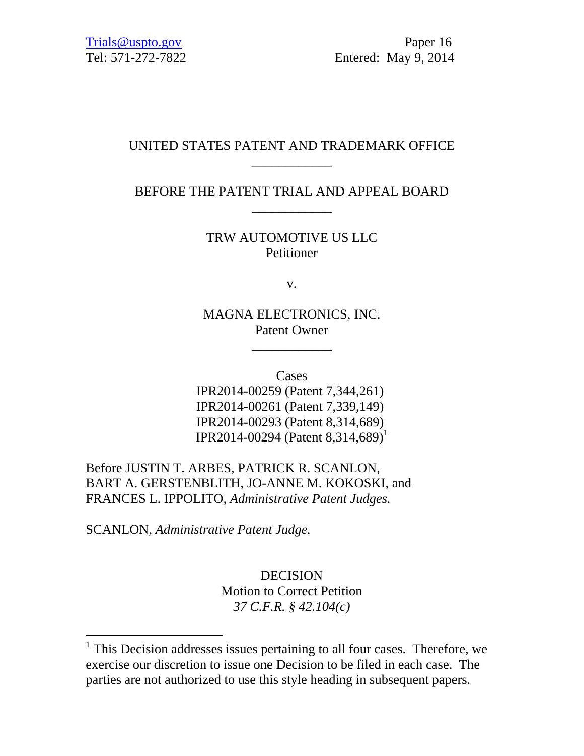Trials@uspto.gov
Tel: 571-272-7822

Paper 16
Entered: May 9, 2014

UNITED STATES PATENT AND TRADEMARK OFFICE

\_\_\_\_\_\_\_\_\_\_\_\_

BEFORE THE PATENT TRIAL AND APPEAL BOARD

\_\_\_\_\_\_\_\_\_\_\_\_

TRW AUTOMOTIVE US LLC
Petitioner

v.

MAGNA ELECTRONICS, INC.
Patent Owner

\_\_\_\_\_\_\_\_\_\_\_\_

Cases
IPR2014-00259 (Patent 7,344,261)
IPR2014-00261 (Patent 7,339,149)
IPR2014-00293 (Patent 8,314,689)
IPR2014-00294 (Patent 8,314,689)[1]

Before JUSTIN T. ARBES, PATRICK R. SCANLON, BART A. GERSTENBLITH, JO-ANNE M. KOKOSKI, and FRANCES L. IPPOLITO, *Administrative Patent Judges.*

SCANLON, *Administrative Patent Judge.*

DECISION
Motion to Correct Petition
*37 C.F.R. § 42.104(c)*

[1] This Decision addresses issues pertaining to all four cases. Therefore, we exercise our discretion to issue one Decision to be filed in each case. The parties are not authorized to use this style heading in subsequent papers.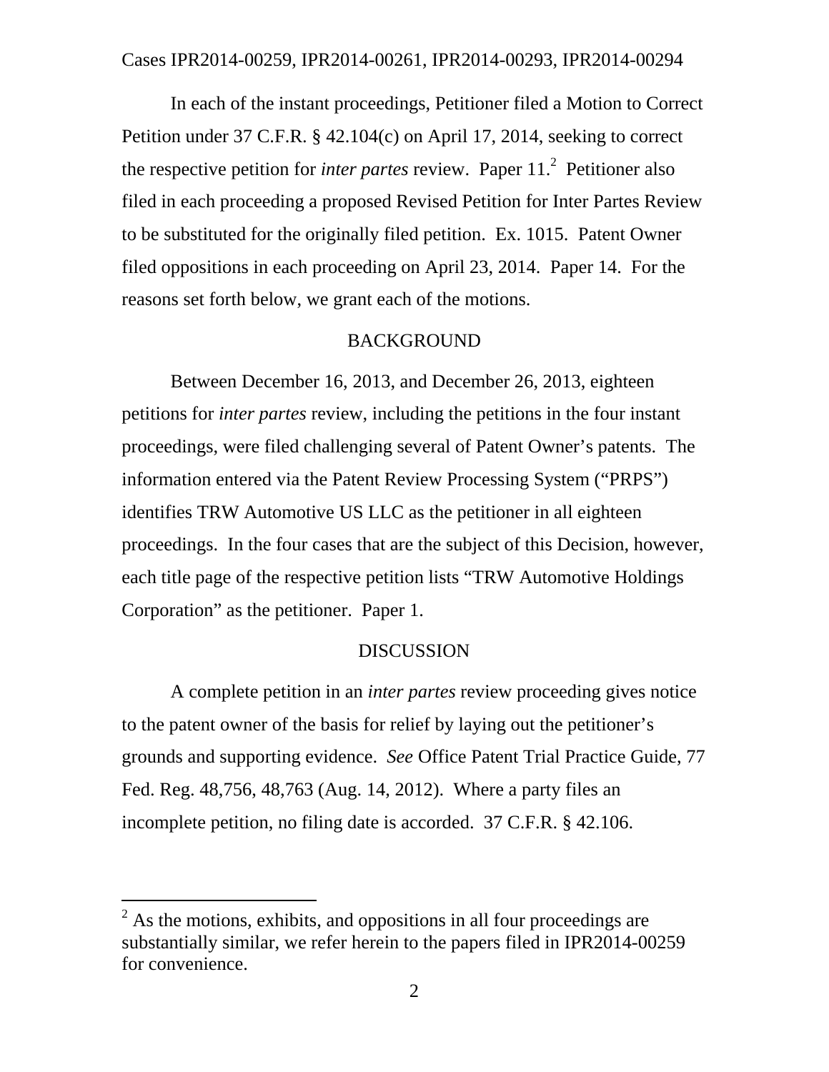In each of the instant proceedings, Petitioner filed a Motion to Correct Petition under 37 C.F.R. § 42.104(c) on April 17, 2014, seeking to correct the respective petition for *inter partes* review. Paper 11.[2] Petitioner also filed in each proceeding a proposed Revised Petition for Inter Partes Review to be substituted for the originally filed petition. Ex. 1015. Patent Owner filed oppositions in each proceeding on April 23, 2014. Paper 14. For the reasons set forth below, we grant each of the motions.

## BACKGROUND

Between December 16, 2013, and December 26, 2013, eighteen petitions for *inter partes* review, including the petitions in the four instant proceedings, were filed challenging several of Patent Owner's patents. The information entered via the Patent Review Processing System ("PRPS") identifies TRW Automotive US LLC as the petitioner in all eighteen proceedings. In the four cases that are the subject of this Decision, however, each title page of the respective petition lists "TRW Automotive Holdings Corporation" as the petitioner. Paper 1.

## DISCUSSION

A complete petition in an *inter partes* review proceeding gives notice to the patent owner of the basis for relief by laying out the petitioner's grounds and supporting evidence. *See* Office Patent Trial Practice Guide, 77 Fed. Reg. 48,756, 48,763 (Aug. 14, 2012). Where a party files an incomplete petition, no filing date is accorded. 37 C.F.R. § 42.106.

[2] As the motions, exhibits, and oppositions in all four proceedings are substantially similar, we refer herein to the papers filed in IPR2014-00259 for convenience.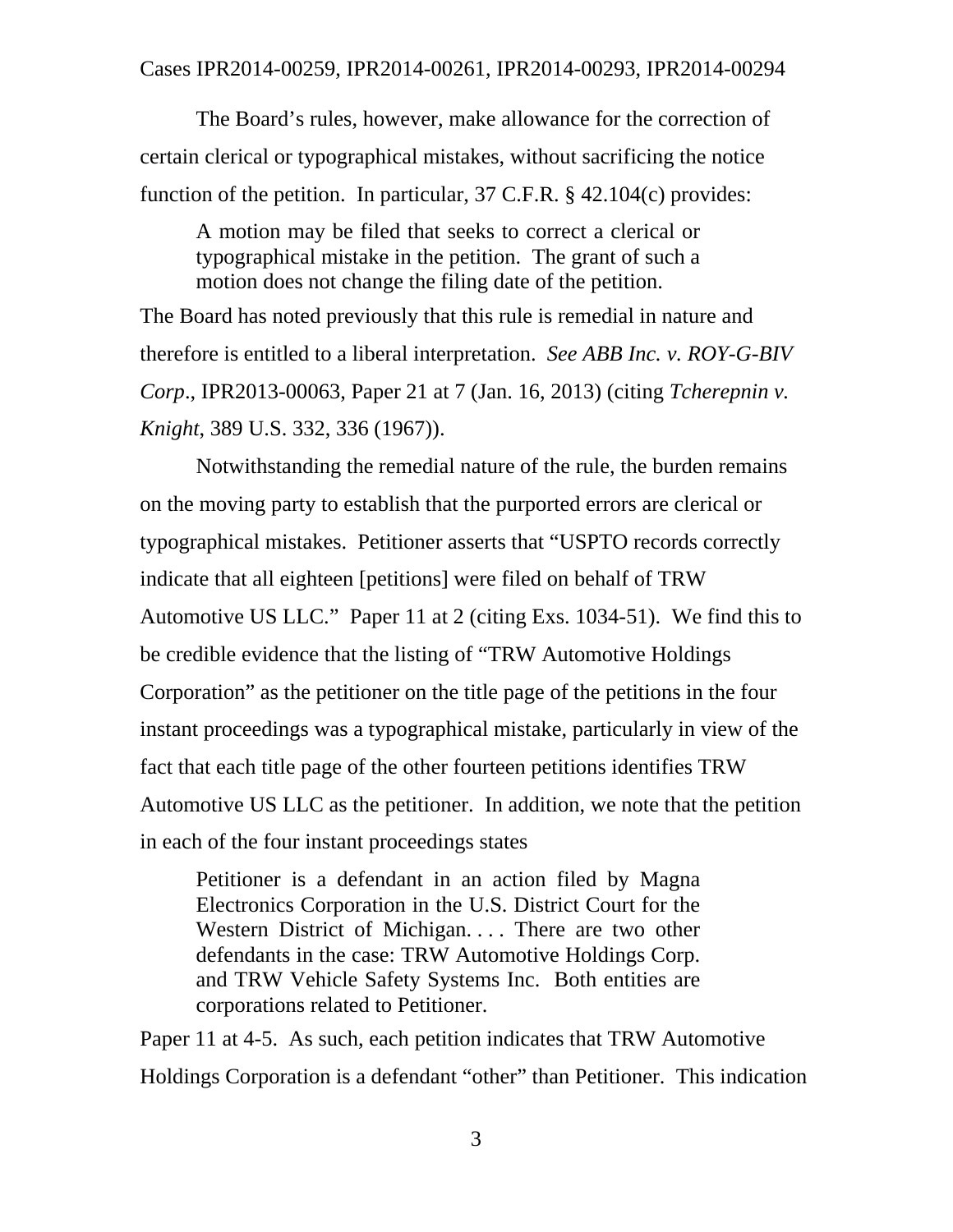The Board's rules, however, make allowance for the correction of certain clerical or typographical mistakes, without sacrificing the notice function of the petition. In particular, 37 C.F.R. § 42.104(c) provides:

> A motion may be filed that seeks to correct a clerical or typographical mistake in the petition. The grant of such a motion does not change the filing date of the petition.

The Board has noted previously that this rule is remedial in nature and therefore is entitled to a liberal interpretation. *See ABB Inc. v. ROY-G-BIV Corp*., IPR2013-00063, Paper 21 at 7 (Jan. 16, 2013) (citing *Tcherepnin v. Knight*, 389 U.S. 332, 336 (1967)).

Notwithstanding the remedial nature of the rule, the burden remains on the moving party to establish that the purported errors are clerical or typographical mistakes. Petitioner asserts that "USPTO records correctly indicate that all eighteen [petitions] were filed on behalf of TRW Automotive US LLC." Paper 11 at 2 (citing Exs. 1034-51). We find this to be credible evidence that the listing of "TRW Automotive Holdings Corporation" as the petitioner on the title page of the petitions in the four instant proceedings was a typographical mistake, particularly in view of the fact that each title page of the other fourteen petitions identifies TRW Automotive US LLC as the petitioner. In addition, we note that the petition in each of the four instant proceedings states

> Petitioner is a defendant in an action filed by Magna Electronics Corporation in the U.S. District Court for the Western District of Michigan. . . . There are two other defendants in the case: TRW Automotive Holdings Corp. and TRW Vehicle Safety Systems Inc. Both entities are corporations related to Petitioner.

Paper 11 at 4-5. As such, each petition indicates that TRW Automotive Holdings Corporation is a defendant "other" than Petitioner. This indication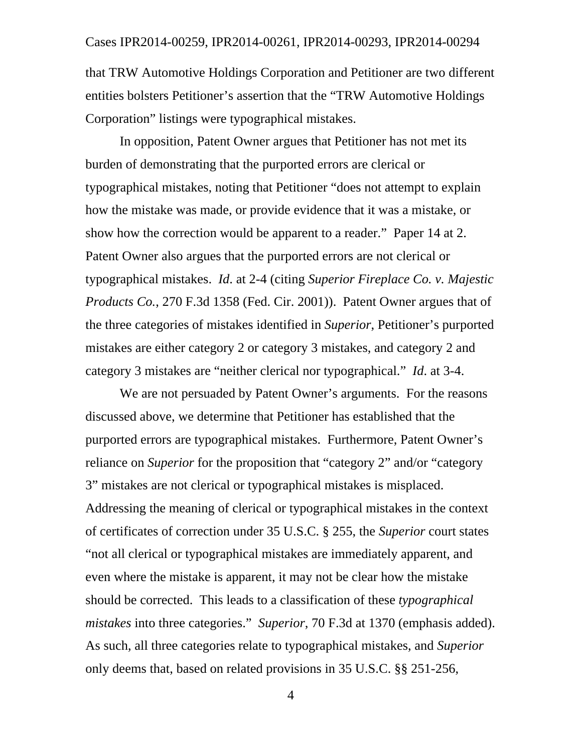that TRW Automotive Holdings Corporation and Petitioner are two different entities bolsters Petitioner's assertion that the "TRW Automotive Holdings Corporation" listings were typographical mistakes.

In opposition, Patent Owner argues that Petitioner has not met its burden of demonstrating that the purported errors are clerical or typographical mistakes, noting that Petitioner "does not attempt to explain how the mistake was made, or provide evidence that it was a mistake, or show how the correction would be apparent to a reader." Paper 14 at 2. Patent Owner also argues that the purported errors are not clerical or typographical mistakes. *Id*. at 2-4 (citing *Superior Fireplace Co. v. Majestic Products Co.*, 270 F.3d 1358 (Fed. Cir. 2001)). Patent Owner argues that of the three categories of mistakes identified in *Superior*, Petitioner's purported mistakes are either category 2 or category 3 mistakes, and category 2 and category 3 mistakes are "neither clerical nor typographical." *Id*. at 3-4.

We are not persuaded by Patent Owner's arguments. For the reasons discussed above, we determine that Petitioner has established that the purported errors are typographical mistakes. Furthermore, Patent Owner's reliance on *Superior* for the proposition that "category 2" and/or "category 3" mistakes are not clerical or typographical mistakes is misplaced. Addressing the meaning of clerical or typographical mistakes in the context of certificates of correction under 35 U.S.C. § 255, the *Superior* court states "not all clerical or typographical mistakes are immediately apparent, and even where the mistake is apparent, it may not be clear how the mistake should be corrected. This leads to a classification of these *typographical mistakes* into three categories." *Superior*, 70 F.3d at 1370 (emphasis added). As such, all three categories relate to typographical mistakes, and *Superior* only deems that, based on related provisions in 35 U.S.C. §§ 251-256,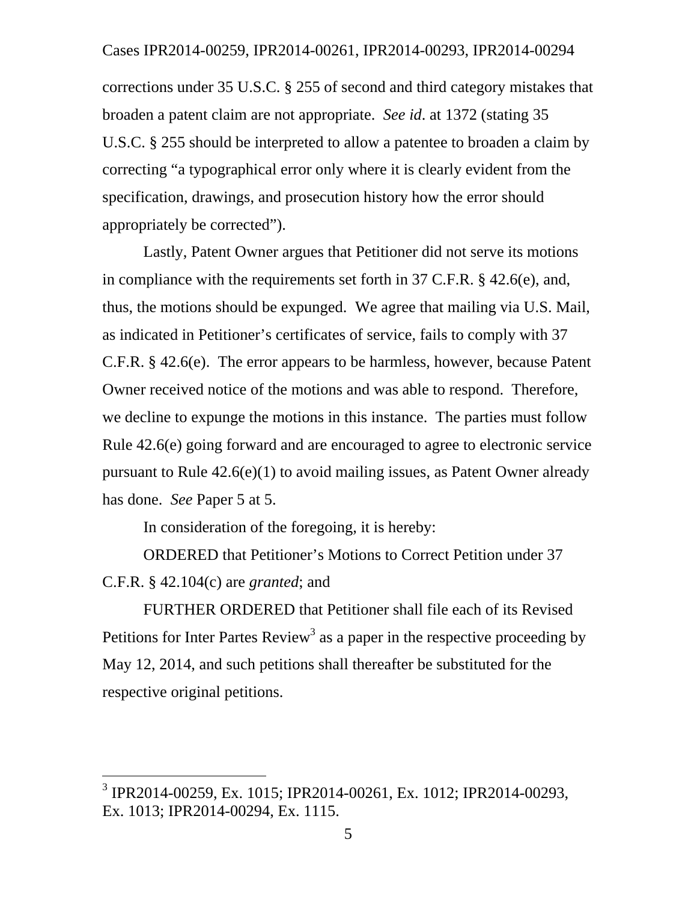corrections under 35 U.S.C. § 255 of second and third category mistakes that broaden a patent claim are not appropriate. *See id*. at 1372 (stating 35 U.S.C. § 255 should be interpreted to allow a patentee to broaden a claim by correcting "a typographical error only where it is clearly evident from the specification, drawings, and prosecution history how the error should appropriately be corrected").

Lastly, Patent Owner argues that Petitioner did not serve its motions in compliance with the requirements set forth in 37 C.F.R. § 42.6(e), and, thus, the motions should be expunged. We agree that mailing via U.S. Mail, as indicated in Petitioner's certificates of service, fails to comply with 37 C.F.R. § 42.6(e). The error appears to be harmless, however, because Patent Owner received notice of the motions and was able to respond. Therefore, we decline to expunge the motions in this instance. The parties must follow Rule 42.6(e) going forward and are encouraged to agree to electronic service pursuant to Rule 42.6(e)(1) to avoid mailing issues, as Patent Owner already has done. *See* Paper 5 at 5.

In consideration of the foregoing, it is hereby:

ORDERED that Petitioner's Motions to Correct Petition under 37 C.F.R. § 42.104(c) are *granted*; and

FURTHER ORDERED that Petitioner shall file each of its Revised Petitions for Inter Partes Review[3] as a paper in the respective proceeding by May 12, 2014, and such petitions shall thereafter be substituted for the respective original petitions.

---

[3] IPR2014-00259, Ex. 1015; IPR2014-00261, Ex. 1012; IPR2014-00293, Ex. 1013; IPR2014-00294, Ex. 1115.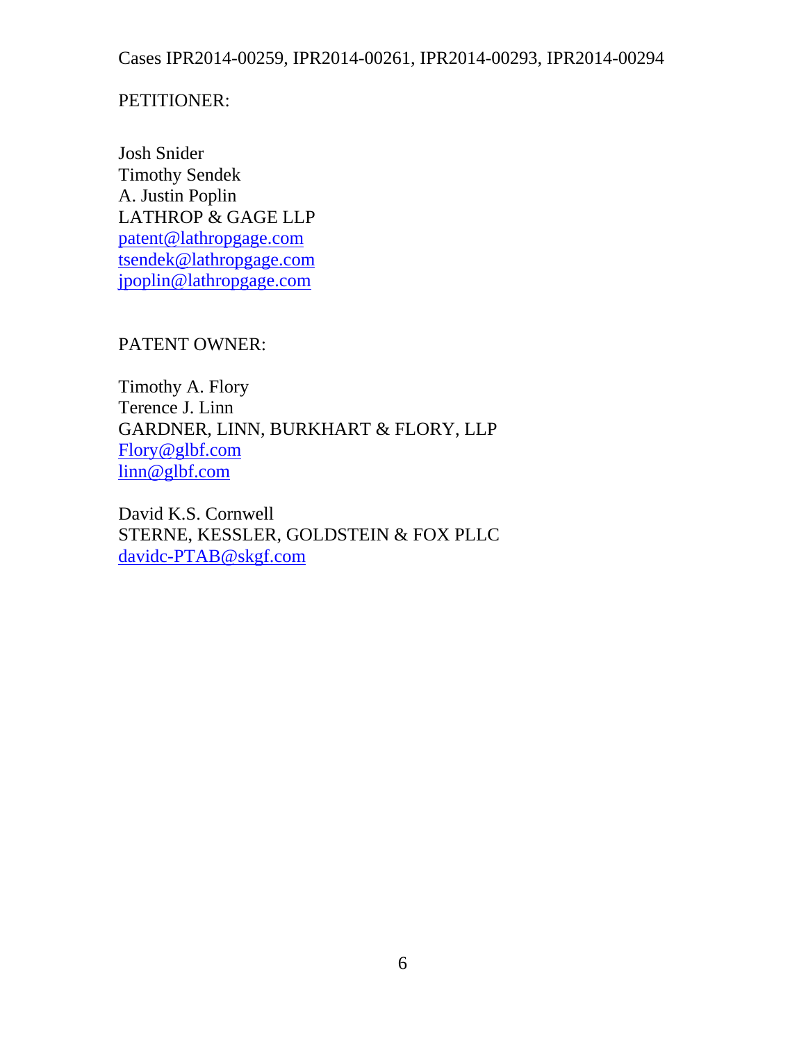Cases IPR2014-00259, IPR2014-00261, IPR2014-00293, IPR2014-00294

PETITIONER:

Josh Snider
Timothy Sendek
A. Justin Poplin
LATHROP & GAGE LLP
patent@lathropgage.com
tsendek@lathropgage.com
jpoplin@lathropgage.com

PATENT OWNER:

Timothy A. Flory
Terence J. Linn
GARDNER, LINN, BURKHART & FLORY, LLP
Flory@glbf.com
linn@glbf.com

David K.S. Cornwell
STERNE, KESSLER, GOLDSTEIN & FOX PLLC
davidc-PTAB@skgf.com